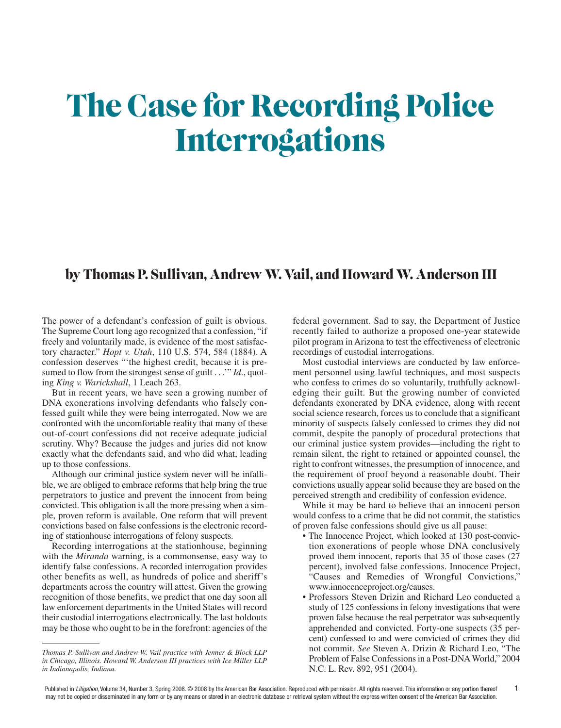# The Case for Recording Police Interrogations

## by Thomas P. Sullivan, Andrew W. Vail, and Howard W. Anderson III

The power of a defendant's confession of guilt is obvious. The Supreme Court long ago recognized that a confession, "if freely and voluntarily made, is evidence of the most satisfactory character." *Hopt v. Utah*, 110 U.S. 574, 584 (1884). A confession deserves "'the highest credit, because it is presumed to flow from the strongest sense of guilt . . .'" *Id*., quoting *King v. Warickshall*, 1 Leach 263.

But in recent years, we have seen a growing number of DNA exonerations involving defendants who falsely confessed guilt while they were being interrogated. Now we are confronted with the uncomfortable reality that many of these out-of-court confessions did not receive adequate judicial scrutiny. Why? Because the judges and juries did not know exactly what the defendants said, and who did what, leading up to those confessions.

Although our criminal justice system never will be infallible, we are obliged to embrace reforms that help bring the true perpetrators to justice and prevent the innocent from being convicted. This obligation is all the more pressing when a simple, proven reform is available. One reform that will prevent convictions based on false confessions is the electronic recording of stationhouse interrogations of felony suspects.

Recording interrogations at the stationhouse, beginning with the *Miranda* warning, is a commonsense, easy way to identify false confessions. A recorded interrogation provides other benefits as well, as hundreds of police and sheriff's departments across the country will attest. Given the growing recognition of those benefits, we predict that one day soon all law enforcement departments in the United States will record their custodial interrogations electronically. The last holdouts may be those who ought to be in the forefront: agencies of the federal government. Sad to say, the Department of Justice recently failed to authorize a proposed one-year statewide pilot program in Arizona to test the effectiveness of electronic recordings of custodial interrogations.

Most custodial interviews are conducted by law enforcement personnel using lawful techniques, and most suspects who confess to crimes do so voluntarily, truthfully acknowledging their guilt. But the growing number of convicted defendants exonerated by DNA evidence, along with recent social science research, forces us to conclude that a significant minority of suspects falsely confessed to crimes they did not commit, despite the panoply of procedural protections that our criminal justice system provides—including the right to remain silent, the right to retained or appointed counsel, the right to confront witnesses, the presumption of innocence, and the requirement of proof beyond a reasonable doubt. Their convictions usually appear solid because they are based on the perceived strength and credibility of confession evidence.

While it may be hard to believe that an innocent person would confess to a crime that he did not commit, the statistics of proven false confessions should give us all pause:

- The Innocence Project, which looked at 130 post-conviction exonerations of people whose DNA conclusively proved them innocent, reports that 35 of those cases (27 percent), involved false confessions. Innocence Project, "Causes and Remedies of Wrongful Convictions," www.innocenceproject.org/causes.
- Professors Steven Drizin and Richard Leo conducted a study of 125 confessions in felony investigations that were proven false because the real perpetrator was subsequently apprehended and convicted. Forty-one suspects (35 percent) confessed to and were convicted of crimes they did not commit. *See* Steven A. Drizin & Richard Leo, "The Problem of False Confessions in a Post-DNA World," 2004 N.C. L. Rev. 892, 951 (2004).

---

*Thomas P. Sullivan and Andrew W. Vail practice with Jenner & Block LLP in Chicago, Illinois. Howard W. Anderson III practices with Ice Miller LLP in Indianapolis, Indiana.*

Published in *Litigation*, Volume 34, Number 3, Spring 2008. © 2008 by the American Bar Association. Reproduced with permission. All rights reserved. This information or any portion thereof may not be copied or disseminated in any form or by any means or stored in an electronic database or retrieval system without the express written consent of the American Bar Association.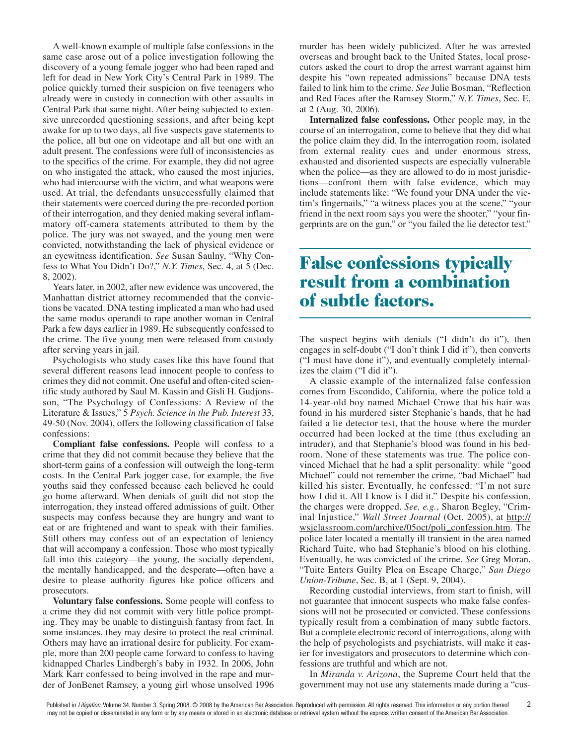A well-known example of multiple false confessions in the same case arose out of a police investigation following the discovery of a young female jogger who had been raped and left for dead in New York City's Central Park in 1989. The police quickly turned their suspicion on five teenagers who already were in custody in connection with other assaults in Central Park that same night. After being subjected to extensive unrecorded questioning sessions, and after being kept awake for up to two days, all five suspects gave statements to the police, all but one on videotape and all but one with an adult present. The confessions were full of inconsistencies as to the specifics of the crime. For example, they did not agree on who instigated the attack, who caused the most injuries, who had intercourse with the victim, and what weapons were used. At trial, the defendants unsuccessfully claimed that their statements were coerced during the pre-recorded portion of their interrogation, and they denied making several inflammatory off-camera statements attributed to them by the police. The jury was not swayed, and the young men were convicted, notwithstanding the lack of physical evidence or an eyewitness identification. *See* Susan Saulny, "Why Confess to What You Didn't Do?," *N.Y. Times*, Sec. 4, at 5 (Dec. 8, 2002).

Years later, in 2002, after new evidence was uncovered, the Manhattan district attorney recommended that the convictions be vacated. DNA testing implicated a man who had used the same modus operandi to rape another woman in Central Park a few days earlier in 1989. He subsequently confessed to the crime. The five young men were released from custody after serving years in jail.

Psychologists who study cases like this have found that several different reasons lead innocent people to confess to crimes they did not commit. One useful and often-cited scientific study authored by Saul M. Kassin and Gisli H. Gudjonsson, "The Psychology of Confessions: A Review of the Literature & Issues," 5 *Psych. Science in the Pub. Interest* 33, 49-50 (Nov. 2004), offers the following classification of false confessions:

**Compliant false confessions.** People will confess to a crime that they did not commit because they believe that the short-term gains of a confession will outweigh the long-term costs. In the Central Park jogger case, for example, the five youths said they confessed because each believed he could go home afterward. When denials of guilt did not stop the interrogation, they instead offered admissions of guilt. Other suspects may confess because they are hungry and want to eat or are frightened and want to speak with their families. Still others may confess out of an expectation of leniency that will accompany a confession. Those who most typically fall into this category—the young, the socially dependent, the mentally handicapped, and the desperate—often have a desire to please authority figures like police officers and prosecutors.

**Voluntary false confessions.** Some people will confess to a crime they did not commit with very little police prompting. They may be unable to distinguish fantasy from fact. In some instances, they may desire to protect the real criminal. Others may have an irrational desire for publicity. For example, more than 200 people came forward to confess to having kidnapped Charles Lindbergh's baby in 1932. In 2006, John Mark Karr confessed to being involved in the rape and murder of JonBenet Ramsey, a young girl whose unsolved 1996 murder has been widely publicized. After he was arrested overseas and brought back to the United States, local prosecutors asked the court to drop the arrest warrant against him despite his "own repeated admissions" because DNA tests failed to link him to the crime. *See* Julie Bosman, "Reflection and Red Faces after the Ramsey Storm," *N.Y. Times*, Sec. E, at 2 (Aug. 30, 2006).

**Internalized false confessions.** Other people may, in the course of an interrogation, come to believe that they did what the police claim they did. In the interrogation room, isolated from external reality cues and under enormous stress, exhausted and disoriented suspects are especially vulnerable when the police—as they are allowed to do in most jurisdictions—confront them with false evidence, which may include statements like: "We found your DNA under the victim's fingernails," "a witness places you at the scene," "your friend in the next room says you were the shooter," "your fingerprints are on the gun," or "you failed the lie detector test."

## False confessions typically result from a combination of subtle factors.

The suspect begins with denials ("I didn't do it"), then engages in self-doubt ("I don't think I did it"), then converts ("I must have done it"), and eventually completely internalizes the claim ("I did it").

A classic example of the internalized false confession comes from Escondido, California, where the police told a 14-year-old boy named Michael Crowe that his hair was found in his murdered sister Stephanie's hands, that he had failed a lie detector test, that the house where the murder occurred had been locked at the time (thus excluding an intruder), and that Stephanie's blood was found in his bedroom. None of these statements was true. The police convinced Michael that he had a split personality: while "good Michael" could not remember the crime, "bad Michael" had killed his sister. Eventually, he confessed: "I'm not sure how I did it. All I know is I did it." Despite his confession, the charges were dropped. *See, e.g.*, Sharon Begley, "Criminal Injustice," *Wall Street Journal* (Oct. 2005), at http://wsjclassroom.com/archive/05oct/poli_confession.htm. The police later located a mentally ill transient in the area named Richard Tuite, who had Stephanie's blood on his clothing. Eventually, he was convicted of the crime. *See* Greg Moran, "Tuite Enters Guilty Plea on Escape Charge," *San Diego Union-Tribune*, Sec. B, at 1 (Sept. 9, 2004).

Recording custodial interviews, from start to finish, will not guarantee that innocent suspects who make false confessions will not be prosecuted or convicted. These confessions typically result from a combination of many subtle factors. But a complete electronic record of interrogations, along with the help of psychologists and psychiatrists, will make it easier for investigators and prosecutors to determine which confessions are truthful and which are not.

In *Miranda v. Arizona*, the Supreme Court held that the government may not use any statements made during a "cus-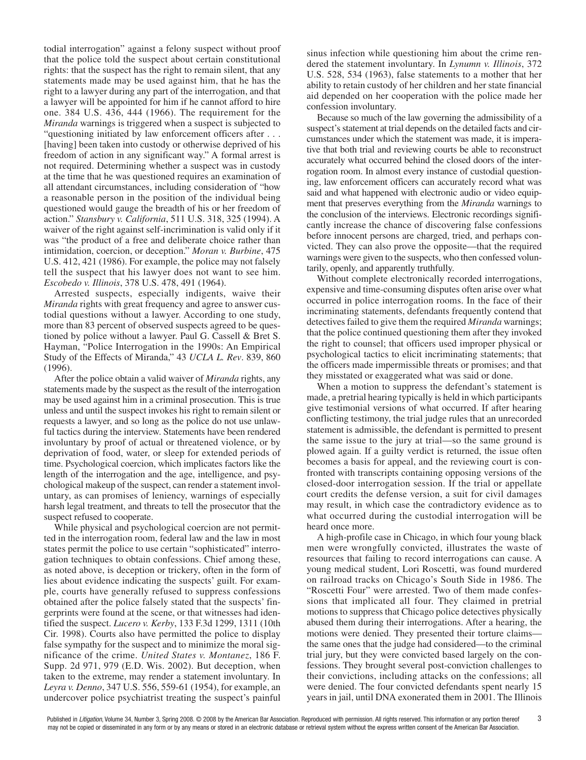todial interrogation" against a felony suspect without proof that the police told the suspect about certain constitutional rights: that the suspect has the right to remain silent, that any statements made may be used against him, that he has the right to a lawyer during any part of the interrogation, and that a lawyer will be appointed for him if he cannot afford to hire one. 384 U.S. 436, 444 (1966). The requirement for the *Miranda* warnings is triggered when a suspect is subjected to "questioning initiated by law enforcement officers after . . . [having] been taken into custody or otherwise deprived of his freedom of action in any significant way." A formal arrest is not required. Determining whether a suspect was in custody at the time that he was questioned requires an examination of all attendant circumstances, including consideration of "how a reasonable person in the position of the individual being questioned would gauge the breadth of his or her freedom of action." *Stansbury v. California*, 511 U.S. 318, 325 (1994). A waiver of the right against self-incrimination is valid only if it was "the product of a free and deliberate choice rather than intimidation, coercion, or deception." *Moran v. Burbine*, 475 U.S. 412, 421 (1986). For example, the police may not falsely tell the suspect that his lawyer does not want to see him. *Escobedo v. Illinois*, 378 U.S. 478, 491 (1964).

Arrested suspects, especially indigents, waive their *Miranda* rights with great frequency and agree to answer custodial questions without a lawyer. According to one study, more than 83 percent of observed suspects agreed to be questioned by police without a lawyer. Paul G. Cassell & Bret S. Hayman, "Police Interrogation in the 1990s: An Empirical Study of the Effects of Miranda," 43 *UCLA L. Rev*. 839, 860 (1996).

After the police obtain a valid waiver of *Miranda* rights, any statements made by the suspect as the result of the interrogation may be used against him in a criminal prosecution. This is true unless and until the suspect invokes his right to remain silent or requests a lawyer, and so long as the police do not use unlawful tactics during the interview. Statements have been rendered involuntary by proof of actual or threatened violence, or by deprivation of food, water, or sleep for extended periods of time. Psychological coercion, which implicates factors like the length of the interrogation and the age, intelligence, and psychological makeup of the suspect, can render a statement involuntary, as can promises of leniency, warnings of especially harsh legal treatment, and threats to tell the prosecutor that the suspect refused to cooperate.

While physical and psychological coercion are not permitted in the interrogation room, federal law and the law in most states permit the police to use certain "sophisticated" interrogation techniques to obtain confessions. Chief among these, as noted above, is deception or trickery, often in the form of lies about evidence indicating the suspects' guilt. For example, courts have generally refused to suppress confessions obtained after the police falsely stated that the suspects' fingerprints were found at the scene, or that witnesses had identified the suspect. *Lucero v. Kerby*, 133 F.3d 1299, 1311 (10th Cir. 1998). Courts also have permitted the police to display false sympathy for the suspect and to minimize the moral significance of the crime. *United States v. Montanez*, 186 F. Supp. 2d 971, 979 (E.D. Wis. 2002). But deception, when taken to the extreme, may render a statement involuntary. In *Leyra v. Denno*, 347 U.S. 556, 559-61 (1954), for example, an undercover police psychiatrist treating the suspect's painful sinus infection while questioning him about the crime rendered the statement involuntary. In *Lynumn v. Illinois*, 372 U.S. 528, 534 (1963), false statements to a mother that her ability to retain custody of her children and her state financial aid depended on her cooperation with the police made her confession involuntary.

Because so much of the law governing the admissibility of a suspect's statement at trial depends on the detailed facts and circumstances under which the statement was made, it is imperative that both trial and reviewing courts be able to reconstruct accurately what occurred behind the closed doors of the interrogation room. In almost every instance of custodial questioning, law enforcement officers can accurately record what was said and what happened with electronic audio or video equipment that preserves everything from the *Miranda* warnings to the conclusion of the interviews. Electronic recordings significantly increase the chance of discovering false confessions before innocent persons are charged, tried, and perhaps convicted. They can also prove the opposite—that the required warnings were given to the suspects, who then confessed voluntarily, openly, and apparently truthfully.

Without complete electronically recorded interrogations, expensive and time-consuming disputes often arise over what occurred in police interrogation rooms. In the face of their incriminating statements, defendants frequently contend that detectives failed to give them the required *Miranda* warnings; that the police continued questioning them after they invoked the right to counsel; that officers used improper physical or psychological tactics to elicit incriminating statements; that the officers made impermissible threats or promises; and that they misstated or exaggerated what was said or done.

When a motion to suppress the defendant's statement is made, a pretrial hearing typically is held in which participants give testimonial versions of what occurred. If after hearing conflicting testimony, the trial judge rules that an unrecorded statement is admissible, the defendant is permitted to present the same issue to the jury at trial—so the same ground is plowed again. If a guilty verdict is returned, the issue often becomes a basis for appeal, and the reviewing court is confronted with transcripts containing opposing versions of the closed-door interrogation session. If the trial or appellate court credits the defense version, a suit for civil damages may result, in which case the contradictory evidence as to what occurred during the custodial interrogation will be heard once more.

A high-profile case in Chicago, in which four young black men were wrongfully convicted, illustrates the waste of resources that failing to record interrogations can cause. A young medical student, Lori Roscetti, was found murdered on railroad tracks on Chicago's South Side in 1986. The "Roscetti Four" were arrested. Two of them made confessions that implicated all four. They claimed in pretrial motions to suppress that Chicago police detectives physically abused them during their interrogations. After a hearing, the motions were denied. They presented their torture claims—the same ones that the judge had considered—to the criminal trial jury, but they were convicted based largely on the confessions. They brought several post-conviction challenges to their convictions, including attacks on the confessions; all were denied. The four convicted defendants spent nearly 15 years in jail, until DNA exonerated them in 2001. The Illinois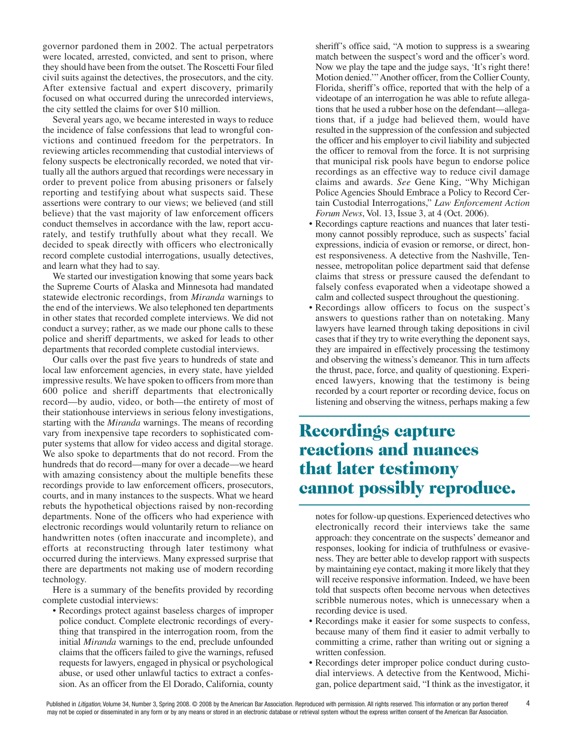governor pardoned them in 2002. The actual perpetrators were located, arrested, convicted, and sent to prison, where they should have been from the outset. The Roscetti Four filed civil suits against the detectives, the prosecutors, and the city. After extensive factual and expert discovery, primarily focused on what occurred during the unrecorded interviews, the city settled the claims for over $10 million.

Several years ago, we became interested in ways to reduce the incidence of false confessions that lead to wrongful convictions and continued freedom for the perpetrators. In reviewing articles recommending that custodial interviews of felony suspects be electronically recorded, we noted that virtually all the authors argued that recordings were necessary in order to prevent police from abusing prisoners or falsely reporting and testifying about what suspects said. These assertions were contrary to our views; we believed (and still believe) that the vast majority of law enforcement officers conduct themselves in accordance with the law, report accurately, and testify truthfully about what they recall. We decided to speak directly with officers who electronically record complete custodial interrogations, usually detectives, and learn what they had to say.

We started our investigation knowing that some years back the Supreme Courts of Alaska and Minnesota had mandated statewide electronic recordings, from *Miranda* warnings to the end of the interviews. We also telephoned ten departments in other states that recorded complete interviews. We did not conduct a survey; rather, as we made our phone calls to these police and sheriff departments, we asked for leads to other departments that recorded complete custodial interviews.

Our calls over the past five years to hundreds of state and local law enforcement agencies, in every state, have yielded impressive results. We have spoken to officers from more than 600 police and sheriff departments that electronically record—by audio, video, or both—the entirety of most of their stationhouse interviews in serious felony investigations, starting with the *Miranda* warnings. The means of recording vary from inexpensive tape recorders to sophisticated computer systems that allow for video access and digital storage. We also spoke to departments that do not record. From the hundreds that do record—many for over a decade—we heard with amazing consistency about the multiple benefits these recordings provide to law enforcement officers, prosecutors, courts, and in many instances to the suspects. What we heard rebuts the hypothetical objections raised by non-recording departments. None of the officers who had experience with electronic recordings would voluntarily return to reliance on handwritten notes (often inaccurate and incomplete), and efforts at reconstructing through later testimony what occurred during the interviews. Many expressed surprise that there are departments not making use of modern recording technology.

Here is a summary of the benefits provided by recording complete custodial interviews:

- Recordings protect against baseless charges of improper police conduct. Complete electronic recordings of everything that transpired in the interrogation room, from the initial *Miranda* warnings to the end, preclude unfounded claims that the officers failed to give the warnings, refused requests for lawyers, engaged in physical or psychological abuse, or used other unlawful tactics to extract a confession. As an officer from the El Dorado, California, county sheriff's office said, "A motion to suppress is a swearing match between the suspect's word and the officer's word. Now we play the tape and the judge says, 'It's right there! Motion denied.'" Another officer, from the Collier County, Florida, sheriff's office, reported that with the help of a videotape of an interrogation he was able to refute allegations that he used a rubber hose on the defendant—allegations that, if a judge had believed them, would have resulted in the suppression of the confession and subjected the officer and his employer to civil liability and subjected the officer to removal from the force. It is not surprising that municipal risk pools have begun to endorse police recordings as an effective way to reduce civil damage claims and awards. *See* Gene King, "Why Michigan Police Agencies Should Embrace a Policy to Record Certain Custodial Interrogations," *Law Enforcement Action Forum News*, Vol. 13, Issue 3, at 4 (Oct. 2006).
- Recordings capture reactions and nuances that later testimony cannot possibly reproduce, such as suspects' facial expressions, indicia of evasion or remorse, or direct, honest responsiveness. A detective from the Nashville, Tennessee, metropolitan police department said that defense claims that stress or pressure caused the defendant to falsely confess evaporated when a videotape showed a calm and collected suspect throughout the questioning.
- Recordings allow officers to focus on the suspect's answers to questions rather than on notetaking. Many lawyers have learned through taking depositions in civil cases that if they try to write everything the deponent says, they are impaired in effectively processing the testimony and observing the witness's demeanor. This in turn affects the thrust, pace, force, and quality of questioning. Experienced lawyers, knowing that the testimony is being recorded by a court reporter or recording device, focus on listening and observing the witness, perhaps making a few notes for follow-up questions. Experienced detectives who electronically record their interviews take the same approach: they concentrate on the suspects' demeanor and responses, looking for indicia of truthfulness or evasiveness. They are better able to develop rapport with suspects by maintaining eye contact, making it more likely that they will receive responsive information. Indeed, we have been told that suspects often become nervous when detectives scribble numerous notes, which is unnecessary when a recording device is used.

**Recordings capture reactions and nuances that later testimony cannot possibly reproduce.**

- Recordings make it easier for some suspects to confess, because many of them find it easier to admit verbally to committing a crime, rather than writing out or signing a written confession.
- Recordings deter improper police conduct during custodial interviews. A detective from the Kentwood, Michigan, police department said, "I think as the investigator, it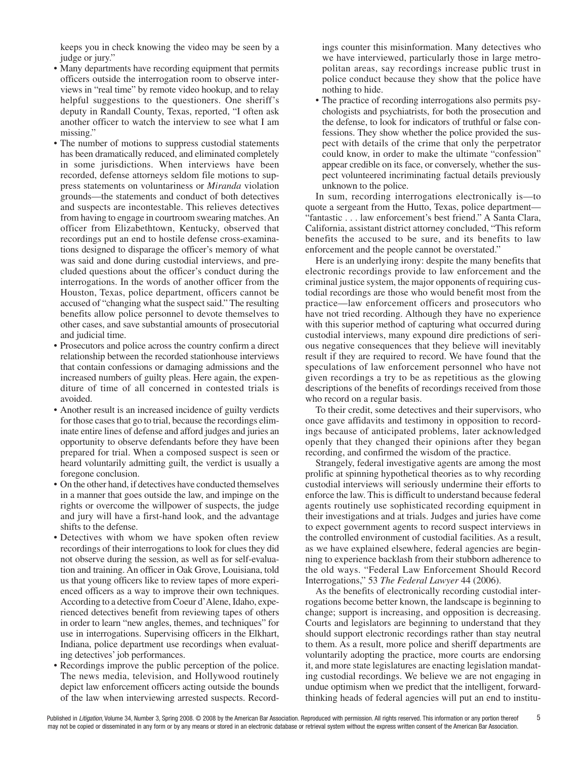keeps you in check knowing the video may be seen by a judge or jury."

- Many departments have recording equipment that permits officers outside the interrogation room to observe interviews in "real time" by remote video hookup, and to relay helpful suggestions to the questioners. One sheriff's deputy in Randall County, Texas, reported, "I often ask another officer to watch the interview to see what I am missing."
- The number of motions to suppress custodial statements has been dramatically reduced, and eliminated completely in some jurisdictions. When interviews have been recorded, defense attorneys seldom file motions to suppress statements on voluntariness or *Miranda* violation grounds—the statements and conduct of both detectives and suspects are incontestable. This relieves detectives from having to engage in courtroom swearing matches. An officer from Elizabethtown, Kentucky, observed that recordings put an end to hostile defense cross-examinations designed to disparage the officer's memory of what was said and done during custodial interviews, and precluded questions about the officer's conduct during the interrogations. In the words of another officer from the Houston, Texas, police department, officers cannot be accused of "changing what the suspect said." The resulting benefits allow police personnel to devote themselves to other cases, and save substantial amounts of prosecutorial and judicial time.
- Prosecutors and police across the country confirm a direct relationship between the recorded stationhouse interviews that contain confessions or damaging admissions and the increased numbers of guilty pleas. Here again, the expenditure of time of all concerned in contested trials is avoided.
- Another result is an increased incidence of guilty verdicts for those cases that go to trial, because the recordings eliminate entire lines of defense and afford judges and juries an opportunity to observe defendants before they have been prepared for trial. When a composed suspect is seen or heard voluntarily admitting guilt, the verdict is usually a foregone conclusion.
- On the other hand, if detectives have conducted themselves in a manner that goes outside the law, and impinge on the rights or overcome the willpower of suspects, the judge and jury will have a first-hand look, and the advantage shifts to the defense.
- Detectives with whom we have spoken often review recordings of their interrogations to look for clues they did not observe during the session, as well as for self-evaluation and training. An officer in Oak Grove, Louisiana, told us that young officers like to review tapes of more experienced officers as a way to improve their own techniques. According to a detective from Coeur d'Alene, Idaho, experienced detectives benefit from reviewing tapes of others in order to learn "new angles, themes, and techniques" for use in interrogations. Supervising officers in the Elkhart, Indiana, police department use recordings when evaluating detectives' job performances.
- Recordings improve the public perception of the police. The news media, television, and Hollywood routinely depict law enforcement officers acting outside the bounds of the law when interviewing arrested suspects. Recordings counter this misinformation. Many detectives who we have interviewed, particularly those in large metropolitan areas, say recordings increase public trust in police conduct because they show that the police have nothing to hide.
- The practice of recording interrogations also permits psychologists and psychiatrists, for both the prosecution and the defense, to look for indicators of truthful or false confessions. They show whether the police provided the suspect with details of the crime that only the perpetrator could know, in order to make the ultimate "confession" appear credible on its face, or conversely, whether the suspect volunteered incriminating factual details previously unknown to the police.

In sum, recording interrogations electronically is—to quote a sergeant from the Hutto, Texas, police department—"fantastic . . . law enforcement's best friend." A Santa Clara, California, assistant district attorney concluded, "This reform benefits the accused to be sure, and its benefits to law enforcement and the people cannot be overstated."

Here is an underlying irony: despite the many benefits that electronic recordings provide to law enforcement and the criminal justice system, the major opponents of requiring custodial recordings are those who would benefit most from the practice—law enforcement officers and prosecutors who have not tried recording. Although they have no experience with this superior method of capturing what occurred during custodial interviews, many expound dire predictions of serious negative consequences that they believe will inevitably result if they are required to record. We have found that the speculations of law enforcement personnel who have not given recordings a try to be as repetitious as the glowing descriptions of the benefits of recordings received from those who record on a regular basis.

To their credit, some detectives and their supervisors, who once gave affidavits and testimony in opposition to recordings because of anticipated problems, later acknowledged openly that they changed their opinions after they began recording, and confirmed the wisdom of the practice.

Strangely, federal investigative agents are among the most prolific at spinning hypothetical theories as to why recording custodial interviews will seriously undermine their efforts to enforce the law. This is difficult to understand because federal agents routinely use sophisticated recording equipment in their investigations and at trials. Judges and juries have come to expect government agents to record suspect interviews in the controlled environment of custodial facilities. As a result, as we have explained elsewhere, federal agencies are beginning to experience backlash from their stubborn adherence to the old ways. "Federal Law Enforcement Should Record Interrogations," 53 *The Federal Lawyer* 44 (2006).

As the benefits of electronically recording custodial interrogations become better known, the landscape is beginning to change; support is increasing, and opposition is decreasing. Courts and legislators are beginning to understand that they should support electronic recordings rather than stay neutral to them. As a result, more police and sheriff departments are voluntarily adopting the practice, more courts are endorsing it, and more state legislatures are enacting legislation mandating custodial recordings. We believe we are not engaging in undue optimism when we predict that the intelligent, forward-thinking heads of federal agencies will put an end to institu-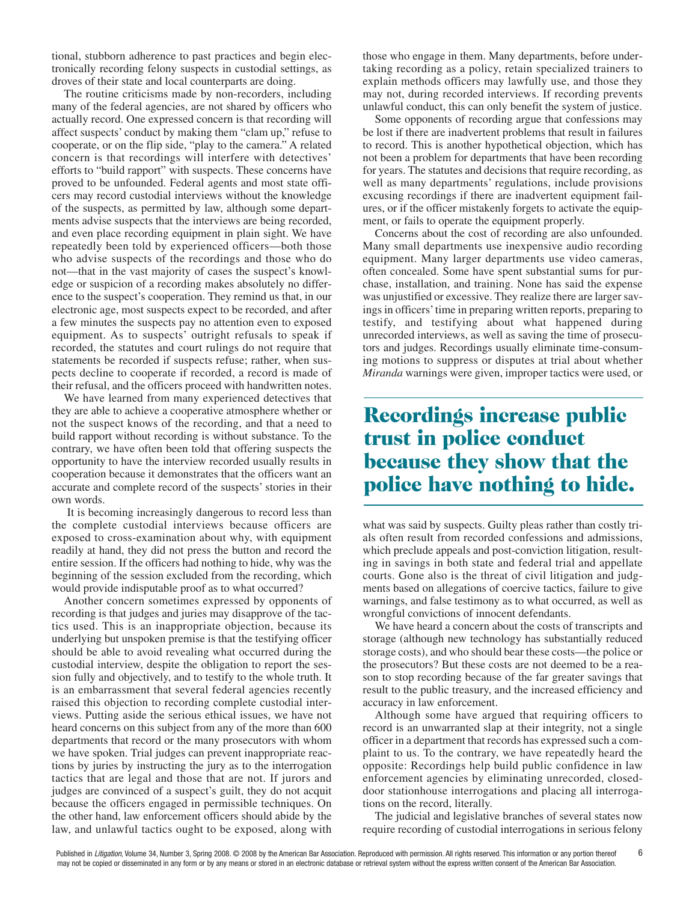tional, stubborn adherence to past practices and begin electronically recording felony suspects in custodial settings, as droves of their state and local counterparts are doing.

The routine criticisms made by non-recorders, including many of the federal agencies, are not shared by officers who actually record. One expressed concern is that recording will affect suspects' conduct by making them "clam up," refuse to cooperate, or on the flip side, "play to the camera." A related concern is that recordings will interfere with detectives' efforts to "build rapport" with suspects. These concerns have proved to be unfounded. Federal agents and most state officers may record custodial interviews without the knowledge of the suspects, as permitted by law, although some departments advise suspects that the interviews are being recorded, and even place recording equipment in plain sight. We have repeatedly been told by experienced officers—both those who advise suspects of the recordings and those who do not—that in the vast majority of cases the suspect's knowledge or suspicion of a recording makes absolutely no difference to the suspect's cooperation. They remind us that, in our electronic age, most suspects expect to be recorded, and after a few minutes the suspects pay no attention even to exposed equipment. As to suspects' outright refusals to speak if recorded, the statutes and court rulings do not require that statements be recorded if suspects refuse; rather, when suspects decline to cooperate if recorded, a record is made of their refusal, and the officers proceed with handwritten notes.

We have learned from many experienced detectives that they are able to achieve a cooperative atmosphere whether or not the suspect knows of the recording, and that a need to build rapport without recording is without substance. To the contrary, we have often been told that offering suspects the opportunity to have the interview recorded usually results in cooperation because it demonstrates that the officers want an accurate and complete record of the suspects' stories in their own words.

It is becoming increasingly dangerous to record less than the complete custodial interviews because officers are exposed to cross-examination about why, with equipment readily at hand, they did not press the button and record the entire session. If the officers had nothing to hide, why was the beginning of the session excluded from the recording, which would provide indisputable proof as to what occurred?

Another concern sometimes expressed by opponents of recording is that judges and juries may disapprove of the tactics used. This is an inappropriate objection, because its underlying but unspoken premise is that the testifying officer should be able to avoid revealing what occurred during the custodial interview, despite the obligation to report the session fully and objectively, and to testify to the whole truth. It is an embarrassment that several federal agencies recently raised this objection to recording complete custodial interviews. Putting aside the serious ethical issues, we have not heard concerns on this subject from any of the more than 600 departments that record or the many prosecutors with whom we have spoken. Trial judges can prevent inappropriate reactions by juries by instructing the jury as to the interrogation tactics that are legal and those that are not. If jurors and judges are convinced of a suspect's guilt, they do not acquit because the officers engaged in permissible techniques. On the other hand, law enforcement officers should abide by the law, and unlawful tactics ought to be exposed, along with those who engage in them. Many departments, before undertaking recording as a policy, retain specialized trainers to explain methods officers may lawfully use, and those they may not, during recorded interviews. If recording prevents unlawful conduct, this can only benefit the system of justice.

Some opponents of recording argue that confessions may be lost if there are inadvertent problems that result in failures to record. This is another hypothetical objection, which has not been a problem for departments that have been recording for years. The statutes and decisions that require recording, as well as many departments' regulations, include provisions excusing recordings if there are inadvertent equipment failures, or if the officer mistakenly forgets to activate the equipment, or fails to operate the equipment properly.

Concerns about the cost of recording are also unfounded. Many small departments use inexpensive audio recording equipment. Many larger departments use video cameras, often concealed. Some have spent substantial sums for purchase, installation, and training. None has said the expense was unjustified or excessive. They realize there are larger savings in officers' time in preparing written reports, preparing to testify, and testifying about what happened during unrecorded interviews, as well as saving the time of prosecutors and judges. Recordings usually eliminate time-consuming motions to suppress or disputes at trial about whether *Miranda* warnings were given, improper tactics were used, or what was said by suspects. Guilty pleas rather than costly trials often result from recorded confessions and admissions, which preclude appeals and post-conviction litigation, resulting in savings in both state and federal trial and appellate courts. Gone also is the threat of civil litigation and judgments based on allegations of coercive tactics, failure to give warnings, and false testimony as to what occurred, as well as wrongful convictions of innocent defendants.

**Recordings increase public trust in police conduct because they show that the police have nothing to hide.**

We have heard a concern about the costs of transcripts and storage (although new technology has substantially reduced storage costs), and who should bear these costs—the police or the prosecutors? But these costs are not deemed to be a reason to stop recording because of the far greater savings that result to the public treasury, and the increased efficiency and accuracy in law enforcement.

Although some have argued that requiring officers to record is an unwarranted slap at their integrity, not a single officer in a department that records has expressed such a complaint to us. To the contrary, we have repeatedly heard the opposite: Recordings help build public confidence in law enforcement agencies by eliminating unrecorded, closed-door stationhouse interrogations and placing all interrogations on the record, literally.

The judicial and legislative branches of several states now require recording of custodial interrogations in serious felony

Published in *Litigation*, Volume 34, Number 3, Spring 2008. © 2008 by the American Bar Association. Reproduced with permission. All rights reserved. This information or any portion thereof may not be copied or disseminated in any form or by any means or stored in an electronic database or retrieval system without the express written consent of the American Bar Association.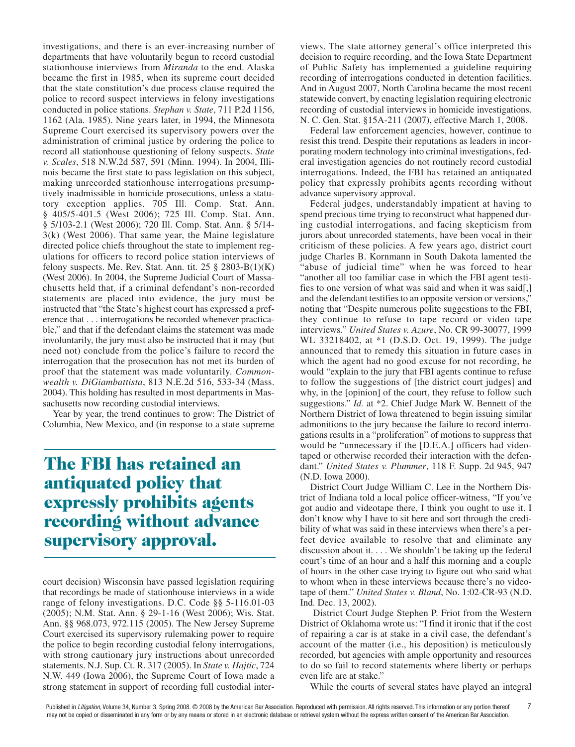investigations, and there is an ever-increasing number of departments that have voluntarily begun to record custodial stationhouse interviews from *Miranda* to the end. Alaska became the first in 1985, when its supreme court decided that the state constitution's due process clause required the police to record suspect interviews in felony investigations conducted in police stations. *Stephan v. State*, 711 P.2d 1156, 1162 (Ala. 1985). Nine years later, in 1994, the Minnesota Supreme Court exercised its supervisory powers over the administration of criminal justice by ordering the police to record all stationhouse questioning of felony suspects. *State v. Scales*, 518 N.W.2d 587, 591 (Minn. 1994). In 2004, Illinois became the first state to pass legislation on this subject, making unrecorded stationhouse interrogations presumptively inadmissible in homicide prosecutions, unless a statutory exception applies. 705 Ill. Comp. Stat. Ann. § 405/5-401.5 (West 2006); 725 Ill. Comp. Stat. Ann. § 5/103-2.1 (West 2006); 720 Ill. Comp. Stat. Ann. § 5/14-3(k) (West 2006). That same year, the Maine legislature directed police chiefs throughout the state to implement regulations for officers to record police station interviews of felony suspects. Me. Rev. Stat. Ann. tit. 25 § 2803-B(1)(K) (West 2006). In 2004, the Supreme Judicial Court of Massachusetts held that, if a criminal defendant's non-recorded statements are placed into evidence, the jury must be instructed that "the State's highest court has expressed a preference that . . . interrogations be recorded whenever practicable," and that if the defendant claims the statement was made involuntarily, the jury must also be instructed that it may (but need not) conclude from the police's failure to record the interrogation that the prosecution has not met its burden of proof that the statement was made voluntarily. *Commonwealth v. DiGiambattista*, 813 N.E.2d 516, 533-34 (Mass. 2004). This holding has resulted in most departments in Massachusetts now recording custodial interviews.

Year by year, the trend continues to grow: The District of Columbia, New Mexico, and (in response to a state supreme court decision) Wisconsin have passed legislation requiring that recordings be made of stationhouse interviews in a wide range of felony investigations. D.C. Code §§ 5-116.01-03 (2005); N.M. Stat. Ann. § 29-1-16 (West 2006); Wis. Stat. Ann. §§ 968.073, 972.115 (2005). The New Jersey Supreme Court exercised its supervisory rulemaking power to require the police to begin recording custodial felony interrogations, with strong cautionary jury instructions about unrecorded statements. N.J. Sup. Ct. R. 317 (2005). In *State v. Hajtic*, 724 N.W. 449 (Iowa 2006), the Supreme Court of Iowa made a strong statement in support of recording full custodial interviews. The state attorney general's office interpreted this decision to require recording, and the Iowa State Department of Public Safety has implemented a guideline requiring recording of interrogations conducted in detention facilities. And in August 2007, North Carolina became the most recent statewide convert, by enacting legislation requiring electronic recording of custodial interviews in homicide investigations. N. C. Gen. Stat. §15A-211 (2007), effective March 1, 2008.

Federal law enforcement agencies, however, continue to resist this trend. Despite their reputations as leaders in incorporating modern technology into criminal investigations, federal investigation agencies do not routinely record custodial interrogations. Indeed, the FBI has retained an antiquated policy that expressly prohibits agents recording without advance supervisory approval.

> **The FBI has retained an antiquated policy that expressly prohibits agents recording without advance supervisory approval.**

Federal judges, understandably impatient at having to spend precious time trying to reconstruct what happened during custodial interrogations, and facing skepticism from jurors about unrecorded statements, have been vocal in their criticism of these policies. A few years ago, district court judge Charles B. Kornmann in South Dakota lamented the "abuse of judicial time" when he was forced to hear "another all too familiar case in which the FBI agent testifies to one version of what was said and when it was said[,] and the defendant testifies to an opposite version or versions," noting that "Despite numerous polite suggestions to the FBI, they continue to refuse to tape record or video tape interviews." *United States v. Azure*, No. CR 99-30077, 1999 WL 33218402, at *1 (D.S.D. Oct. 19, 1999). The judge announced that to remedy this situation in future cases in which the agent had no good excuse for not recording, he would "explain to the jury that FBI agents continue to refuse to follow the suggestions of [the district court judges] and why, in the [opinion] of the court, they refuse to follow such suggestions." *Id.* at *2. Chief Judge Mark W. Bennett of the Northern District of Iowa threatened to begin issuing similar admonitions to the jury because the failure to record interrogations results in a "proliferation" of motions to suppress that would be "unnecessary if the [D.E.A.] officers had videotaped or otherwise recorded their interaction with the defendant." *United States v. Plummer*, 118 F. Supp. 2d 945, 947 (N.D. Iowa 2000).

District Court Judge William C. Lee in the Northern District of Indiana told a local police officer-witness, "If you've got audio and videotape there, I think you ought to use it. I don't know why I have to sit here and sort through the credibility of what was said in these interviews when there's a perfect device available to resolve that and eliminate any discussion about it. . . . We shouldn't be taking up the federal court's time of an hour and a half this morning and a couple of hours in the other case trying to figure out who said what to whom when in these interviews because there's no videotape of them." *United States v. Bland*, No. 1:02-CR-93 (N.D. Ind. Dec. 13, 2002).

District Court Judge Stephen P. Friot from the Western District of Oklahoma wrote us: "I find it ironic that if the cost of repairing a car is at stake in a civil case, the defendant's account of the matter (i.e., his deposition) is meticulously recorded, but agencies with ample opportunity and resources to do so fail to record statements where liberty or perhaps even life are at stake."

While the courts of several states have played an integral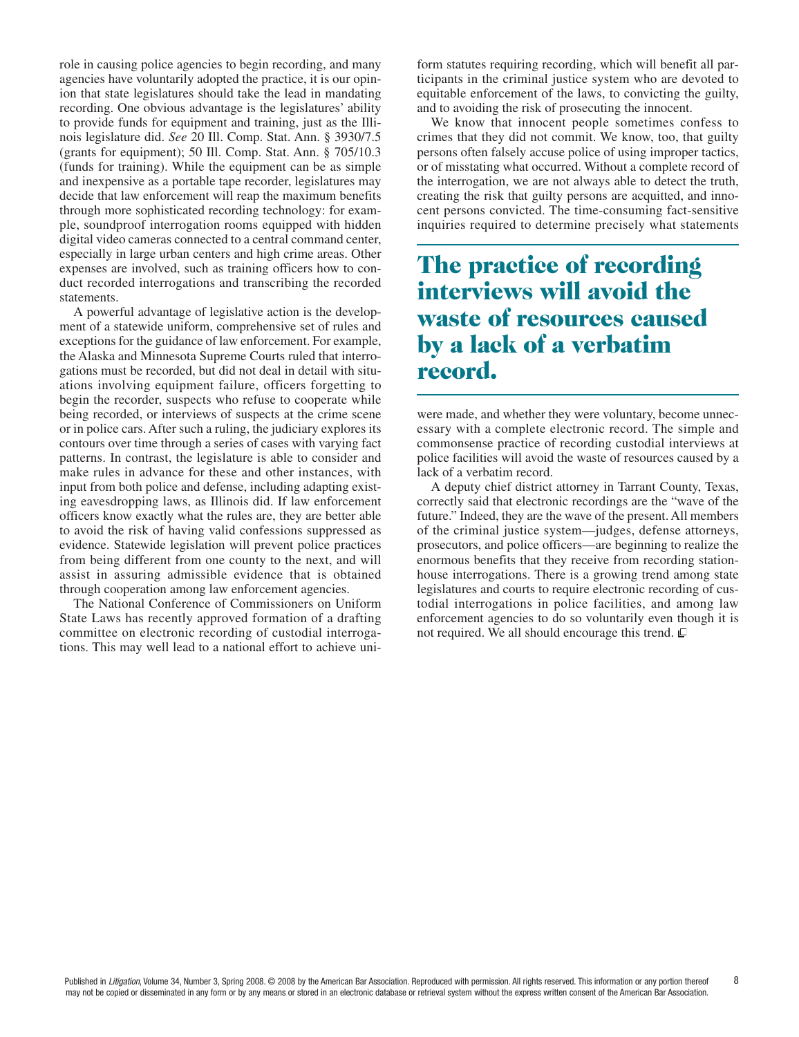role in causing police agencies to begin recording, and many agencies have voluntarily adopted the practice, it is our opinion that state legislatures should take the lead in mandating recording. One obvious advantage is the legislatures' ability to provide funds for equipment and training, just as the Illinois legislature did. *See* 20 Ill. Comp. Stat. Ann. § 3930/7.5 (grants for equipment); 50 Ill. Comp. Stat. Ann. § 705/10.3 (funds for training). While the equipment can be as simple and inexpensive as a portable tape recorder, legislatures may decide that law enforcement will reap the maximum benefits through more sophisticated recording technology: for example, soundproof interrogation rooms equipped with hidden digital video cameras connected to a central command center, especially in large urban centers and high crime areas. Other expenses are involved, such as training officers how to conduct recorded interrogations and transcribing the recorded statements.

A powerful advantage of legislative action is the development of a statewide uniform, comprehensive set of rules and exceptions for the guidance of law enforcement. For example, the Alaska and Minnesota Supreme Courts ruled that interrogations must be recorded, but did not deal in detail with situations involving equipment failure, officers forgetting to begin the recorder, suspects who refuse to cooperate while being recorded, or interviews of suspects at the crime scene or in police cars. After such a ruling, the judiciary explores its contours over time through a series of cases with varying fact patterns. In contrast, the legislature is able to consider and make rules in advance for these and other instances, with input from both police and defense, including adapting existing eavesdropping laws, as Illinois did. If law enforcement officers know exactly what the rules are, they are better able to avoid the risk of having valid confessions suppressed as evidence. Statewide legislation will prevent police practices from being different from one county to the next, and will assist in assuring admissible evidence that is obtained through cooperation among law enforcement agencies.

The National Conference of Commissioners on Uniform State Laws has recently approved formation of a drafting committee on electronic recording of custodial interrogations. This may well lead to a national effort to achieve uniform statutes requiring recording, which will benefit all participants in the criminal justice system who are devoted to equitable enforcement of the laws, to convicting the guilty, and to avoiding the risk of prosecuting the innocent.

We know that innocent people sometimes confess to crimes that they did not commit. We know, too, that guilty persons often falsely accuse police of using improper tactics, or of misstating what occurred. Without a complete record of the interrogation, we are not always able to detect the truth, creating the risk that guilty persons are acquitted, and innocent persons convicted. The time-consuming fact-sensitive inquiries required to determine precisely what statements were made, and whether they were voluntary, become unnecessary with a complete electronic record. The simple and commonsense practice of recording custodial interviews at police facilities will avoid the waste of resources caused by a lack of a verbatim record.

## The practice of recording interviews will avoid the waste of resources caused by a lack of a verbatim record.

A deputy chief district attorney in Tarrant County, Texas, correctly said that electronic recordings are the "wave of the future." Indeed, they are the wave of the present. All members of the criminal justice system—judges, defense attorneys, prosecutors, and police officers—are beginning to realize the enormous benefits that they receive from recording stationhouse interrogations. There is a growing trend among state legislatures and courts to require electronic recording of custodial interrogations in police facilities, and among law enforcement agencies to do so voluntarily even though it is not required. We all should encourage this trend.

Published in *Litigation*, Volume 34, Number 3, Spring 2008. © 2008 by the American Bar Association. Reproduced with permission. All rights reserved. This information or any portion thereof may not be copied or disseminated in any form or by any means or stored in an electronic database or retrieval system without the express written consent of the American Bar Association.